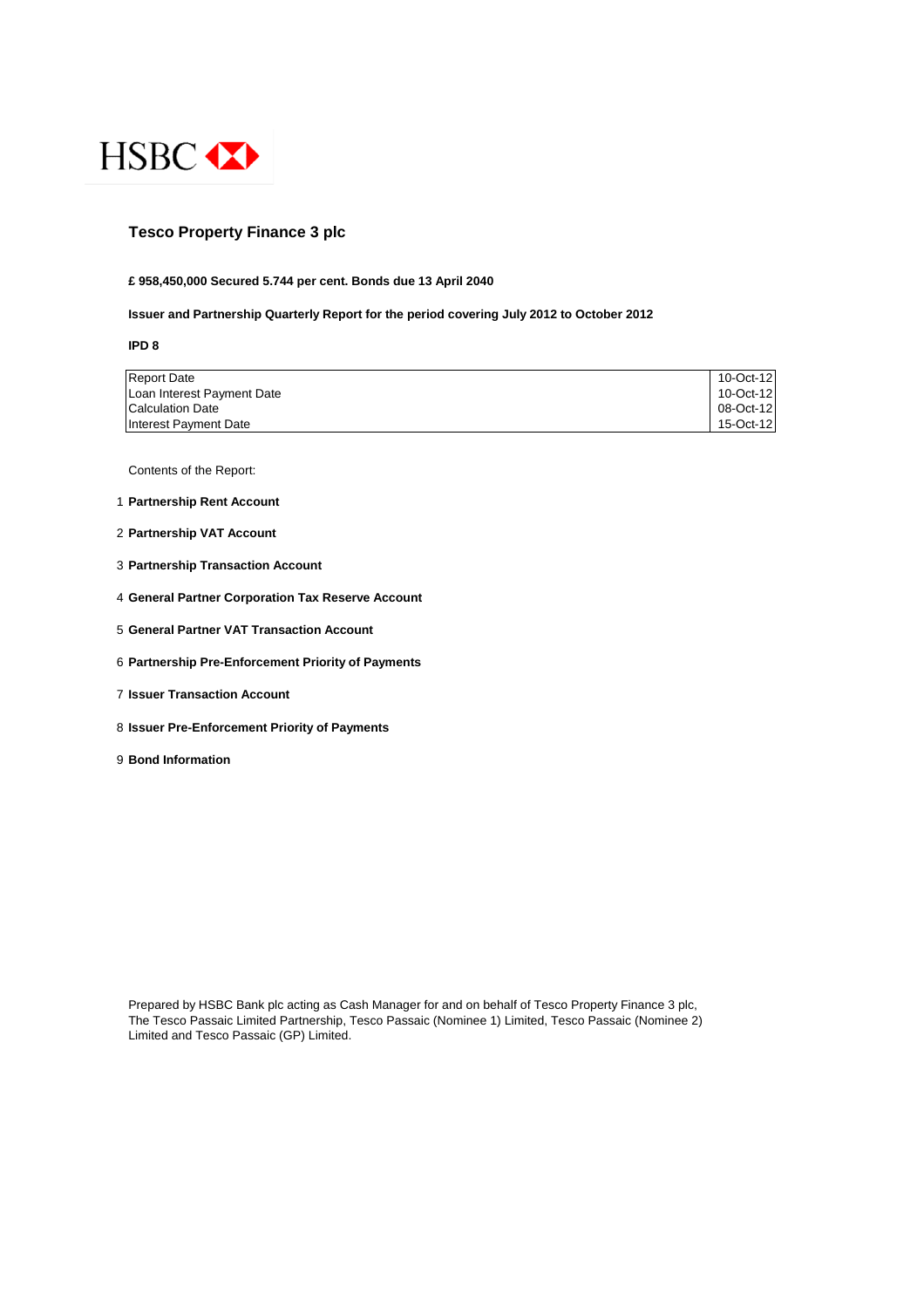HSBC

# Tesco Property Finance 3 plc

**£ 958,450,000 Secured 5.744 per cent. Bonds due 13 April 2040**

**Issuer and Partnership Quarterly Report for the period covering July 2012 to October 2012**

**IPD 8**

| | |
|---|---|
| Report Date | 10-Oct-12 |
| Loan Interest Payment Date | 10-Oct-12 |
| Calculation Date | 08-Oct-12 |
| Interest Payment Date | 15-Oct-12 |

Contents of the Report:

1. **Partnership Rent Account**
2. **Partnership VAT Account**
3. **Partnership Transaction Account**
4. **General Partner Corporation Tax Reserve Account**
5. **General Partner VAT Transaction Account**
6. **Partnership Pre-Enforcement Priority of Payments**
7. **Issuer Transaction Account**
8. **Issuer Pre-Enforcement Priority of Payments**
9. **Bond Information**

Prepared by HSBC Bank plc acting as Cash Manager for and on behalf of Tesco Property Finance 3 plc, The Tesco Passaic Limited Partnership, Tesco Passaic (Nominee 1) Limited, Tesco Passaic (Nominee 2) Limited and Tesco Passaic (GP) Limited.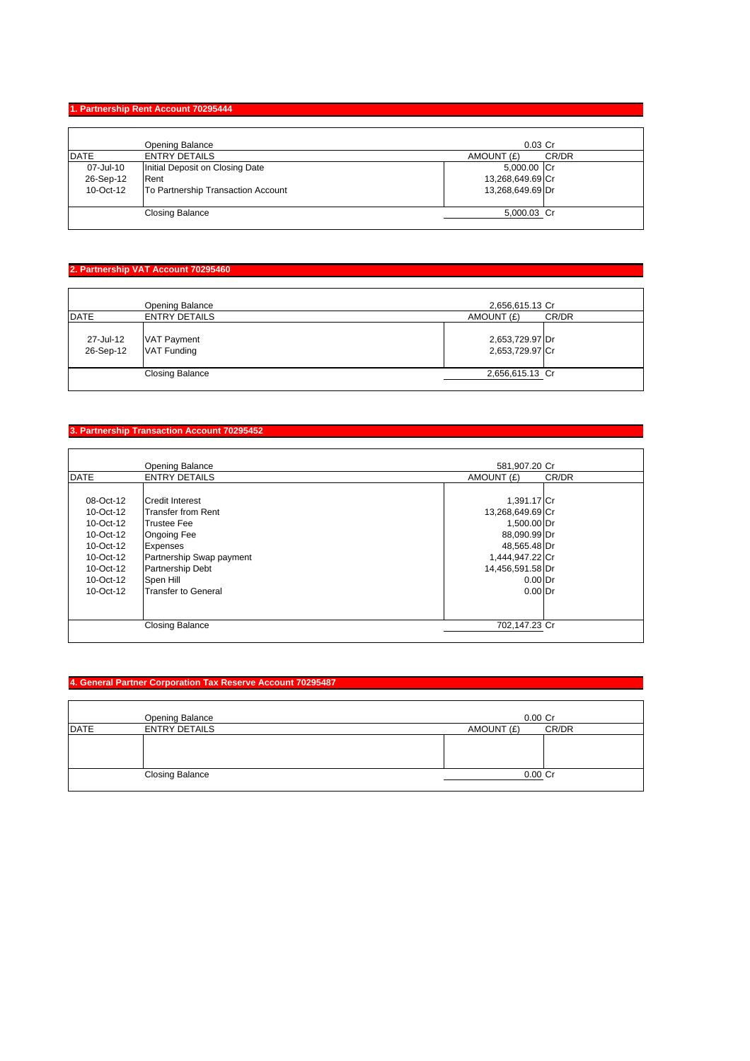## 1. Partnership Rent Account 70295444

| DATE | ENTRY DETAILS | AMOUNT (£) | CR/DR |
|---|---|---|---|
| | Opening Balance | 0.03 | Cr |
| 07-Jul-10 | Initial Deposit on Closing Date | 5,000.00 | Cr |
| 26-Sep-12 | Rent | 13,268,649.69 | Cr |
| 10-Oct-12 | To Partnership Transaction Account | 13,268,649.69 | Dr |
| | Closing Balance | 5,000.03 | Cr |

## 2. Partnership VAT Account 70295460

| DATE | ENTRY DETAILS | AMOUNT (£) | CR/DR |
|---|---|---|---|
| | Opening Balance | 2,656,615.13 | Cr |
| 27-Jul-12 | VAT Payment | 2,653,729.97 | Dr |
| 26-Sep-12 | VAT Funding | 2,653,729.97 | Cr |
| | Closing Balance | 2,656,615.13 | Cr |

## 3. Partnership Transaction Account 70295452

| DATE | ENTRY DETAILS | AMOUNT (£) | CR/DR |
|---|---|---|---|
| | Opening Balance | 581,907.20 | Cr |
| 08-Oct-12 | Credit Interest | 1,391.17 | Cr |
| 10-Oct-12 | Transfer from Rent | 13,268,649.69 | Cr |
| 10-Oct-12 | Trustee Fee | 1,500.00 | Dr |
| 10-Oct-12 | Ongoing Fee | 88,090.99 | Dr |
| 10-Oct-12 | Expenses | 48,565.48 | Dr |
| 10-Oct-12 | Partnership Swap payment | 1,444,947.22 | Cr |
| 10-Oct-12 | Partnership Debt | 14,456,591.58 | Dr |
| 10-Oct-12 | Spen Hill | 0.00 | Dr |
| 10-Oct-12 | Transfer to General | 0.00 | Dr |
| | Closing Balance | 702,147.23 | Cr |

## 4. General Partner Corporation Tax Reserve Account 70295487

| DATE | ENTRY DETAILS | AMOUNT (£) | CR/DR |
|---|---|---|---|
| | Opening Balance | 0.00 | Cr |
| | Closing Balance | 0.00 | Cr |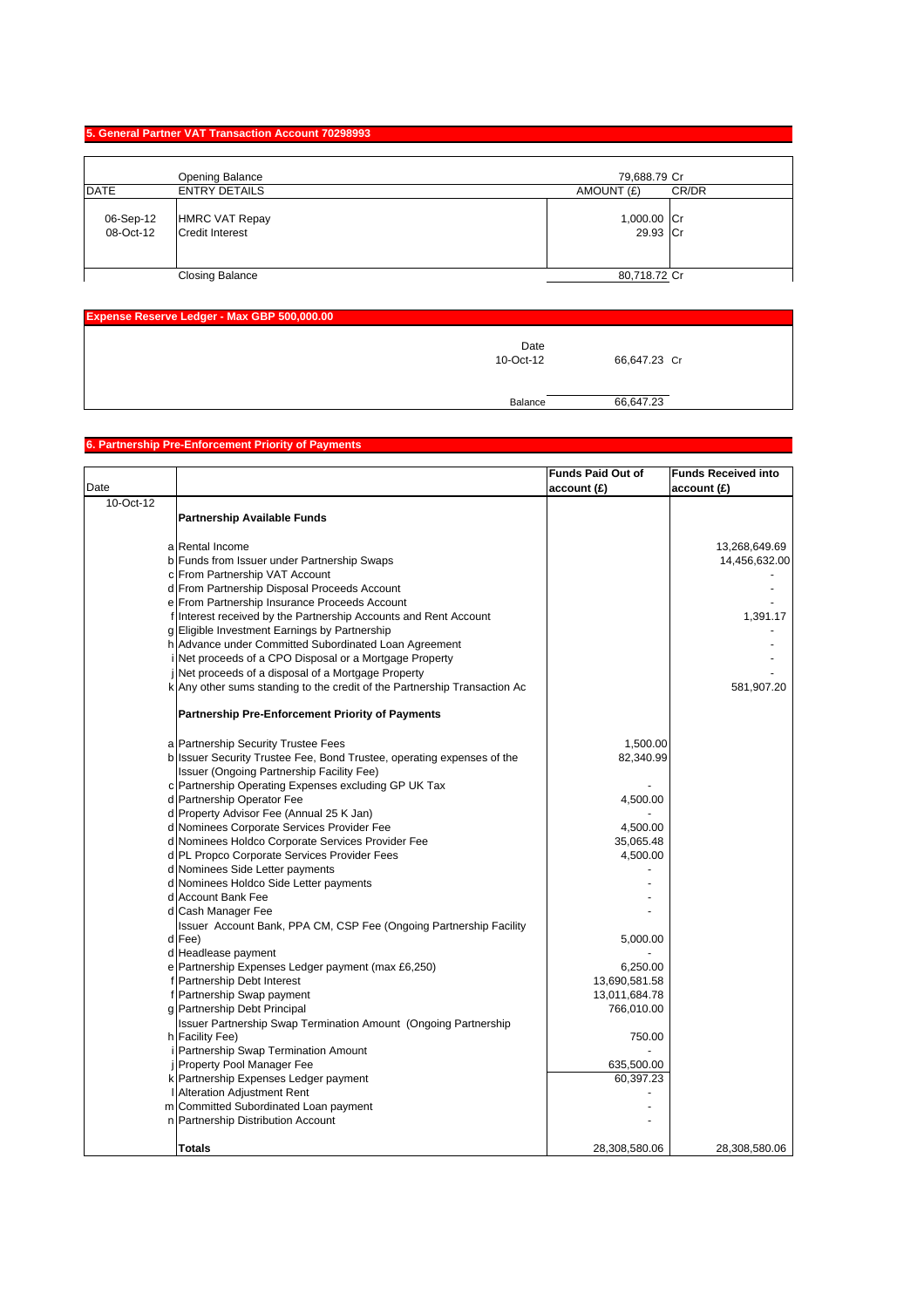## 5. General Partner VAT Transaction Account 70298993

| DATE | ENTRY DETAILS | AMOUNT (£) | CR/DR |
|---|---|---|---|
| | Opening Balance | 79,688.79 | Cr |
| 06-Sep-12 | HMRC VAT Repay | 1,000.00 | Cr |
| 08-Oct-12 | Credit Interest | 29.93 | Cr |
| | Closing Balance | 80,718.72 | Cr |

## Expense Reserve Ledger - Max GBP 500,000.00

| Date | Amount | |
|---|---|---|
| 10-Oct-12 | 66,647.23 | Cr |
| Balance | 66,647.23 | |

## 6. Partnership Pre-Enforcement Priority of Payments

| Date | | | Funds Paid Out of account (£) | Funds Received into account (£) |
|---|---|---|---|---|
| 10-Oct-12 | | **Partnership Available Funds** | | |
| | a | Rental Income | | 13,268,649.69 |
| | b | Funds from Issuer under Partnership Swaps | | 14,456,632.00 |
| | c | From Partnership VAT Account | | - |
| | d | From Partnership Disposal Proceeds Account | | - |
| | e | From Partnership Insurance Proceeds Account | | - |
| | f | Interest received by the Partnership Accounts and Rent Account | | 1,391.17 |
| | g | Eligible Investment Earnings by Partnership | | - |
| | h | Advance under Committed Subordinated Loan Agreement | | - |
| | i | Net proceeds of a CPO Disposal or a Mortgage Property | | - |
| | j | Net proceeds of a disposal of a Mortgage Property | | - |
| | k | Any other sums standing to the credit of the Partnership Transaction Ac | | 581,907.20 |
| | | **Partnership Pre-Enforcement Priority of Payments** | | |
| | a | Partnership Security Trustee Fees | 1,500.00 | |
| | b | Issuer Security Trustee Fee, Bond Trustee, operating expenses of the Issuer (Ongoing Partnership Facility Fee) | 82,340.99 | |
| | c | Partnership Operating Expenses excluding GP UK Tax | - | |
| | d | Partnership Operator Fee | 4,500.00 | |
| | d | Property Advisor Fee (Annual 25 K Jan) | - | |
| | d | Nominees Corporate Services Provider Fee | 4,500.00 | |
| | d | Nominees Holdco Corporate Services Provider Fee | 35,065.48 | |
| | d | PL Propco Corporate Services Provider Fees | 4,500.00 | |
| | d | Nominees Side Letter payments | - | |
| | d | Nominees Holdco Side Letter payments | - | |
| | d | Account Bank Fee | - | |
| | d | Cash Manager Fee | - | |
| | d | Issuer Account Bank, PPA CM, CSP Fee (Ongoing Partnership Facility Fee) | 5,000.00 | |
| | d | Headlease payment | - | |
| | e | Partnership Expenses Ledger payment (max £6,250) | 6,250.00 | |
| | f | Partnership Debt Interest | 13,690,581.58 | |
| | f | Partnership Swap payment | 13,011,684.78 | |
| | g | Partnership Debt Principal | 766,010.00 | |
| | h | Issuer Partnership Swap Termination Amount (Ongoing Partnership Facility Fee) | 750.00 | |
| | i | Partnership Swap Termination Amount | - | |
| | j | Property Pool Manager Fee | 635,500.00 | |
| | k | Partnership Expenses Ledger payment | 60,397.23 | |
| | l | Alteration Adjustment Rent | - | |
| | m | Committed Subordinated Loan payment | - | |
| | n | Partnership Distribution Account | - | |
| | | **Totals** | 28,308,580.06 | 28,308,580.06 |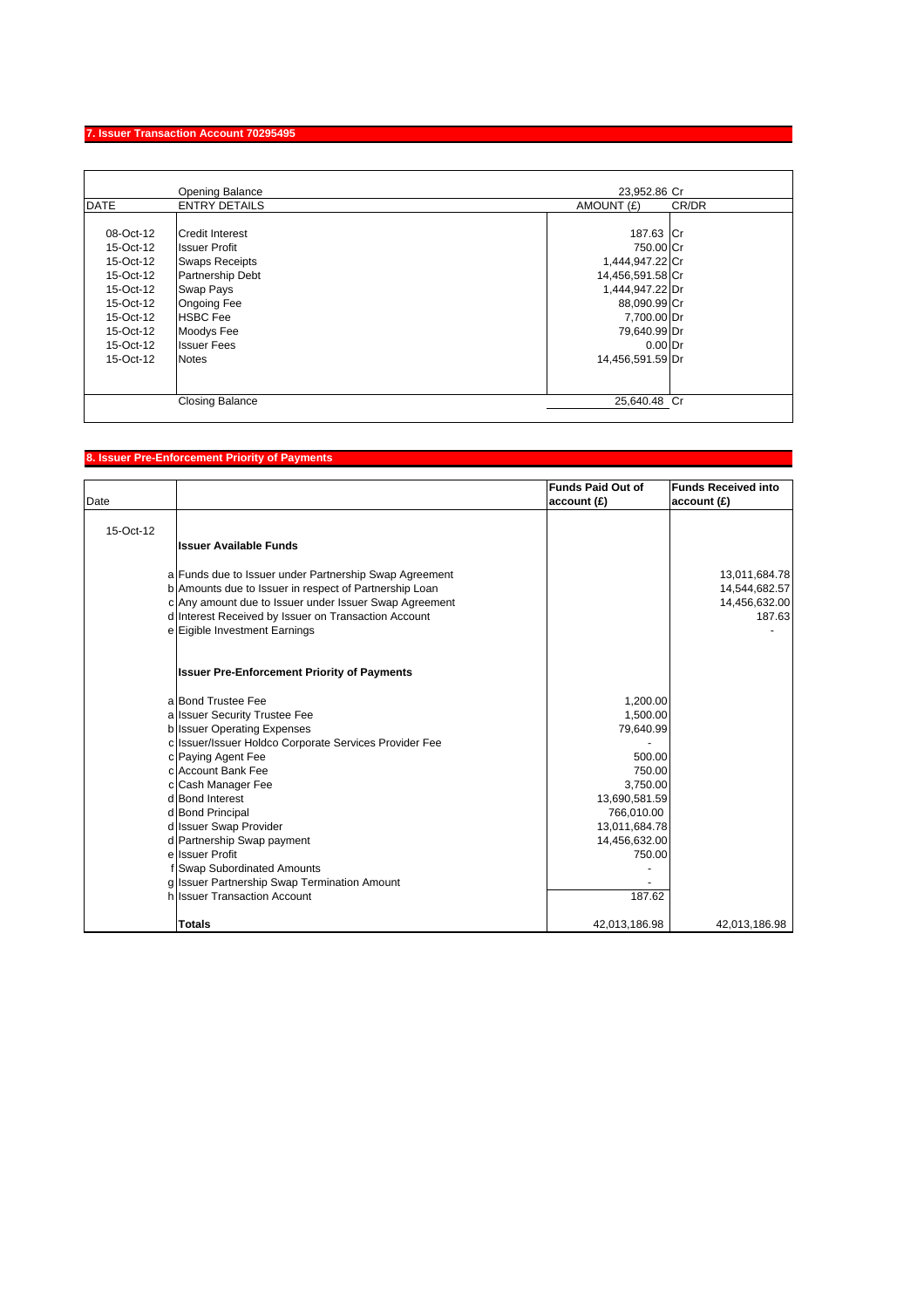## 7. Issuer Transaction Account 70295495

| DATE | ENTRY DETAILS | AMOUNT (£) | CR/DR |
|---|---|---|---|
| | Opening Balance | 23,952.86 | Cr |
| 08-Oct-12 | Credit Interest | 187.63 | Cr |
| 15-Oct-12 | Issuer Profit | 750.00 | Cr |
| 15-Oct-12 | Swaps Receipts | 1,444,947.22 | Cr |
| 15-Oct-12 | Partnership Debt | 14,456,591.58 | Cr |
| 15-Oct-12 | Swap Pays | 1,444,947.22 | Dr |
| 15-Oct-12 | Ongoing Fee | 88,090.99 | Cr |
| 15-Oct-12 | HSBC Fee | 7,700.00 | Dr |
| 15-Oct-12 | Moodys Fee | 79,640.99 | Dr |
| 15-Oct-12 | Issuer Fees | 0.00 | Dr |
| 15-Oct-12 | Notes | 14,456,591.59 | Dr |
| | Closing Balance | 25,640.48 | Cr |

## 8. Issuer Pre-Enforcement Priority of Payments

| Date | | | Funds Paid Out of account (£) | Funds Received into account (£) |
|---|---|---|---|---|
| 15-Oct-12 | | **Issuer Available Funds** | | |
| | a | Funds due to Issuer under Partnership Swap Agreement | | 13,011,684.78 |
| | b | Amounts due to Issuer in respect of Partnership Loan | | 14,544,682.57 |
| | c | Any amount due to Issuer under Issuer Swap Agreement | | 14,456,632.00 |
| | d | Interest Received by Issuer on Transaction Account | | 187.63 |
| | e | Eigible Investment Earnings | | - |
| | | **Issuer Pre-Enforcement Priority of Payments** | | |
| | a | Bond Trustee Fee | 1,200.00 | |
| | a | Issuer Security Trustee Fee | 1,500.00 | |
| | b | Issuer Operating Expenses | 79,640.99 | |
| | c | Issuer/Issuer Holdco Corporate Services Provider Fee | - | |
| | c | Paying Agent Fee | 500.00 | |
| | c | Account Bank Fee | 750.00 | |
| | c | Cash Manager Fee | 3,750.00 | |
| | d | Bond Interest | 13,690,581.59 | |
| | d | Bond Principal | 766,010.00 | |
| | d | Issuer Swap Provider | 13,011,684.78 | |
| | d | Partnership Swap payment | 14,456,632.00 | |
| | e | Issuer Profit | 750.00 | |
| | f | Swap Subordinated Amounts | - | |
| | g | Issuer Partnership Swap Termination Amount | - | |
| | h | Issuer Transaction Account | 187.62 | |
| | | **Totals** | 42,013,186.98 | 42,013,186.98 |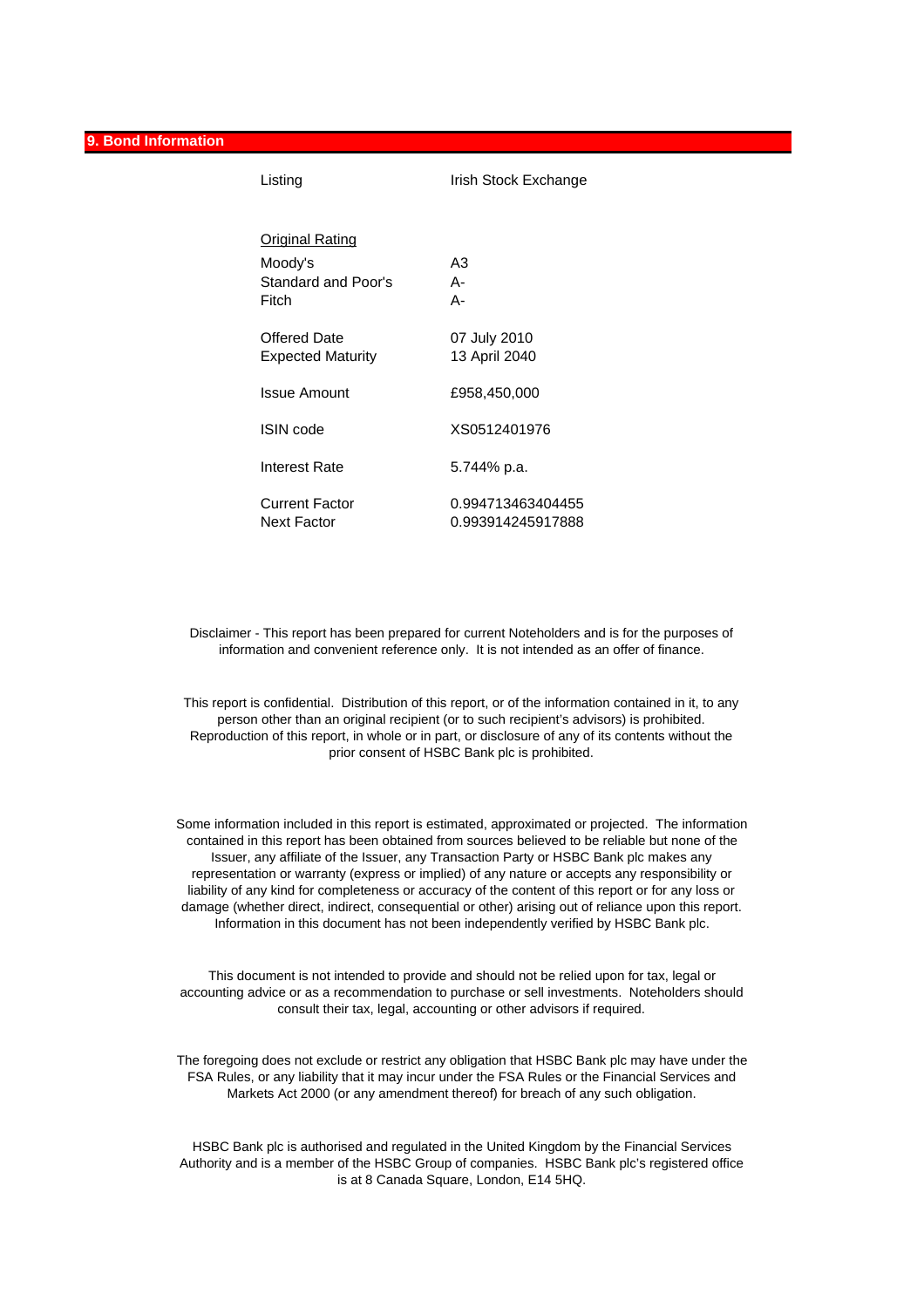## 9. Bond Information

| | |
|---|---|
| Listing | Irish Stock Exchange |
| | |
| Original Rating | |
| Moody's | A3 |
| Standard and Poor's | A- |
| Fitch | A- |
| | |
| Offered Date | 07 July 2010 |
| Expected Maturity | 13 April 2040 |
| | |
| Issue Amount | £958,450,000 |
| | |
| ISIN code | XS0512401976 |
| | |
| Interest Rate | 5.744% p.a. |
| | |
| Current Factor | 0.994713463404455 |
| Next Factor | 0.993914245917888 |

Disclaimer - This report has been prepared for current Noteholders and is for the purposes of information and convenient reference only. It is not intended as an offer of finance.

This report is confidential. Distribution of this report, or of the information contained in it, to any person other than an original recipient (or to such recipient's advisors) is prohibited. Reproduction of this report, in whole or in part, or disclosure of any of its contents without the prior consent of HSBC Bank plc is prohibited.

Some information included in this report is estimated, approximated or projected. The information contained in this report has been obtained from sources believed to be reliable but none of the Issuer, any affiliate of the Issuer, any Transaction Party or HSBC Bank plc makes any representation or warranty (express or implied) of any nature or accepts any responsibility or liability of any kind for completeness or accuracy of the content of this report or for any loss or damage (whether direct, indirect, consequential or other) arising out of reliance upon this report. Information in this document has not been independently verified by HSBC Bank plc.

This document is not intended to provide and should not be relied upon for tax, legal or accounting advice or as a recommendation to purchase or sell investments. Noteholders should consult their tax, legal, accounting or other advisors if required.

The foregoing does not exclude or restrict any obligation that HSBC Bank plc may have under the FSA Rules, or any liability that it may incur under the FSA Rules or the Financial Services and Markets Act 2000 (or any amendment thereof) for breach of any such obligation.

HSBC Bank plc is authorised and regulated in the United Kingdom by the Financial Services Authority and is a member of the HSBC Group of companies. HSBC Bank plc's registered office is at 8 Canada Square, London, E14 5HQ.